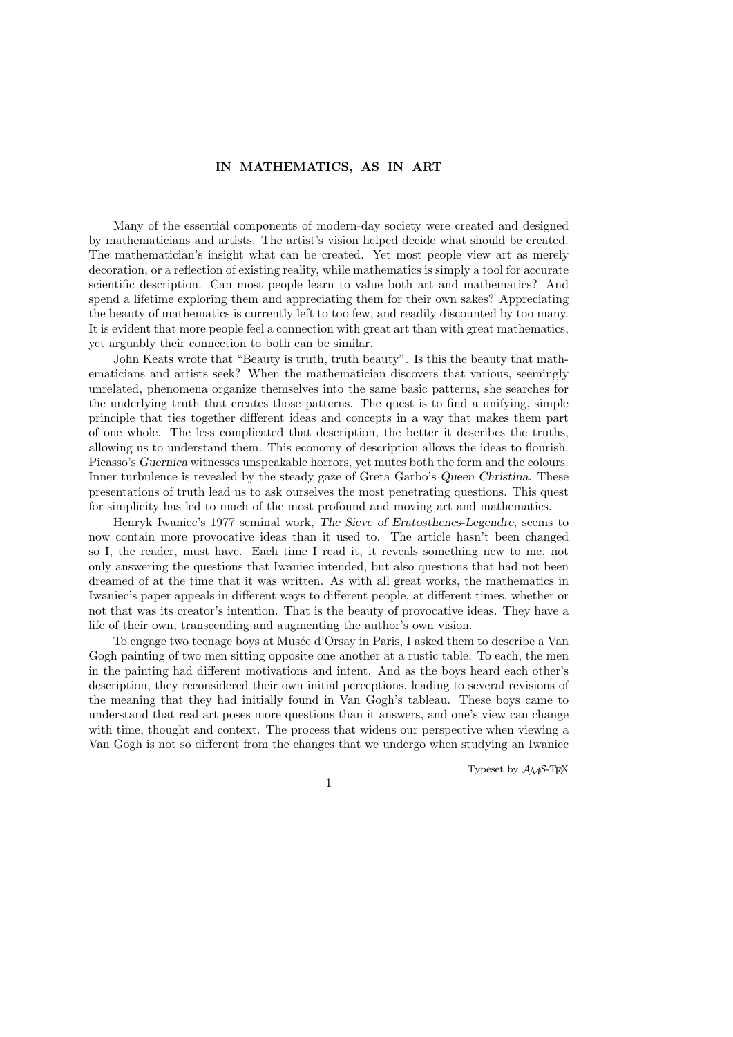# IN MATHEMATICS, AS IN ART

Many of the essential components of modern-day society were created and designed by mathematicians and artists. The artist's vision helped decide what should be created. The mathematician's insight what can be created. Yet most people view art as merely decoration, or a reflection of existing reality, while mathematics is simply a tool for accurate scientific description. Can most people learn to value both art and mathematics? And spend a lifetime exploring them and appreciating them for their own sakes? Appreciating the beauty of mathematics is currently left to too few, and readily discounted by too many. It is evident that more people feel a connection with great art than with great mathematics, yet arguably their connection to both can be similar.

John Keats wrote that "Beauty is truth, truth beauty". Is this the beauty that mathematicians and artists seek? When the mathematician discovers that various, seemingly unrelated, phenomena organize themselves into the same basic patterns, she searches for the underlying truth that creates those patterns. The quest is to find a unifying, simple principle that ties together different ideas and concepts in a way that makes them part of one whole. The less complicated that description, the better it describes the truths, allowing us to understand them. This economy of description allows the ideas to flourish. Picasso's *Guernica* witnesses unspeakable horrors, yet mutes both the form and the colours. Inner turbulence is revealed by the steady gaze of Greta Garbo's *Queen Christina*. These presentations of truth lead us to ask ourselves the most penetrating questions. This quest for simplicity has led to much of the most profound and moving art and mathematics.

Henryk Iwaniec's 1977 seminal work, *The Sieve of Eratosthenes-Legendre*, seems to now contain more provocative ideas than it used to. The article hasn't been changed so I, the reader, must have. Each time I read it, it reveals something new to me, not only answering the questions that Iwaniec intended, but also questions that had not been dreamed of at the time that it was written. As with all great works, the mathematics in Iwaniec's paper appeals in different ways to different people, at different times, whether or not that was its creator's intention. That is the beauty of provocative ideas. They have a life of their own, transcending and augmenting the author's own vision.

To engage two teenage boys at Musée d'Orsay in Paris, I asked them to describe a Van Gogh painting of two men sitting opposite one another at a rustic table. To each, the men in the painting had different motivations and intent. And as the boys heard each other's description, they reconsidered their own initial perceptions, leading to several revisions of the meaning that they had initially found in Van Gogh's tableau. These boys came to understand that real art poses more questions than it answers, and one's view can change with time, thought and context. The process that widens our perspective when viewing a Van Gogh is not so different from the changes that we undergo when studying an Iwaniec

Typeset by $\mathcal{A}\mathcal{M}\mathcal{S}$-TEX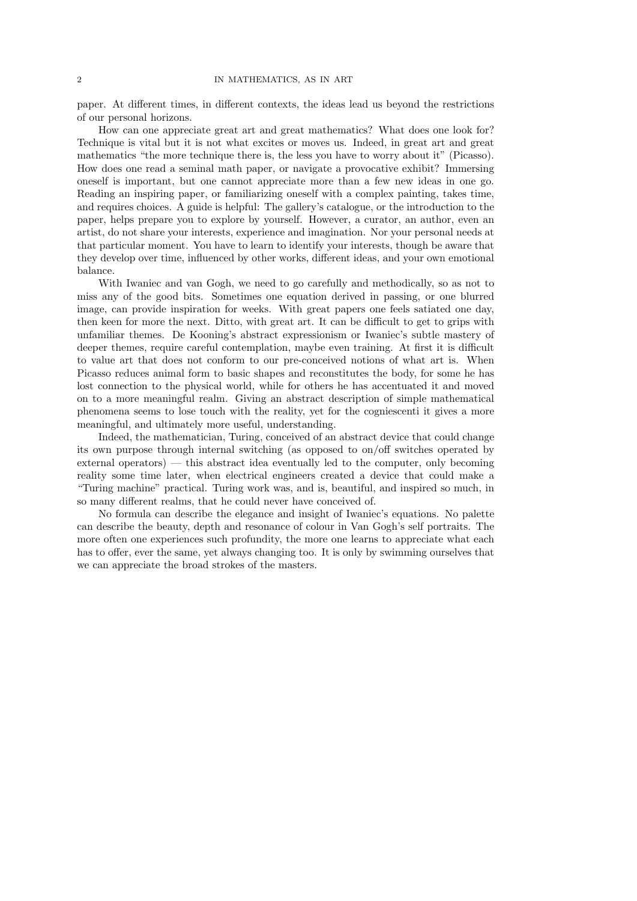paper. At different times, in different contexts, the ideas lead us beyond the restrictions of our personal horizons.

How can one appreciate great art and great mathematics? What does one look for? Technique is vital but it is not what excites or moves us. Indeed, in great art and great mathematics "the more technique there is, the less you have to worry about it" (Picasso). How does one read a seminal math paper, or navigate a provocative exhibit? Immersing oneself is important, but one cannot appreciate more than a few new ideas in one go. Reading an inspiring paper, or familiarizing oneself with a complex painting, takes time, and requires choices. A guide is helpful: The gallery's catalogue, or the introduction to the paper, helps prepare you to explore by yourself. However, a curator, an author, even an artist, do not share your interests, experience and imagination. Nor your personal needs at that particular moment. You have to learn to identify your interests, though be aware that they develop over time, influenced by other works, different ideas, and your own emotional balance.

With Iwaniec and van Gogh, we need to go carefully and methodically, so as not to miss any of the good bits. Sometimes one equation derived in passing, or one blurred image, can provide inspiration for weeks. With great papers one feels satiated one day, then keen for more the next. Ditto, with great art. It can be difficult to get to grips with unfamiliar themes. De Kooning's abstract expressionism or Iwaniec's subtle mastery of deeper themes, require careful contemplation, maybe even training. At first it is difficult to value art that does not conform to our pre-conceived notions of what art is. When Picasso reduces animal form to basic shapes and reconstitutes the body, for some he has lost connection to the physical world, while for others he has accentuated it and moved on to a more meaningful realm. Giving an abstract description of simple mathematical phenomena seems to lose touch with the reality, yet for the cogniescenti it gives a more meaningful, and ultimately more useful, understanding.

Indeed, the mathematician, Turing, conceived of an abstract device that could change its own purpose through internal switching (as opposed to on/off switches operated by external operators) — this abstract idea eventually led to the computer, only becoming reality some time later, when electrical engineers created a device that could make a "Turing machine" practical. Turing work was, and is, beautiful, and inspired so much, in so many different realms, that he could never have conceived of.

No formula can describe the elegance and insight of Iwaniec's equations. No palette can describe the beauty, depth and resonance of colour in Van Gogh's self portraits. The more often one experiences such profundity, the more one learns to appreciate what each has to offer, ever the same, yet always changing too. It is only by swimming ourselves that we can appreciate the broad strokes of the masters.